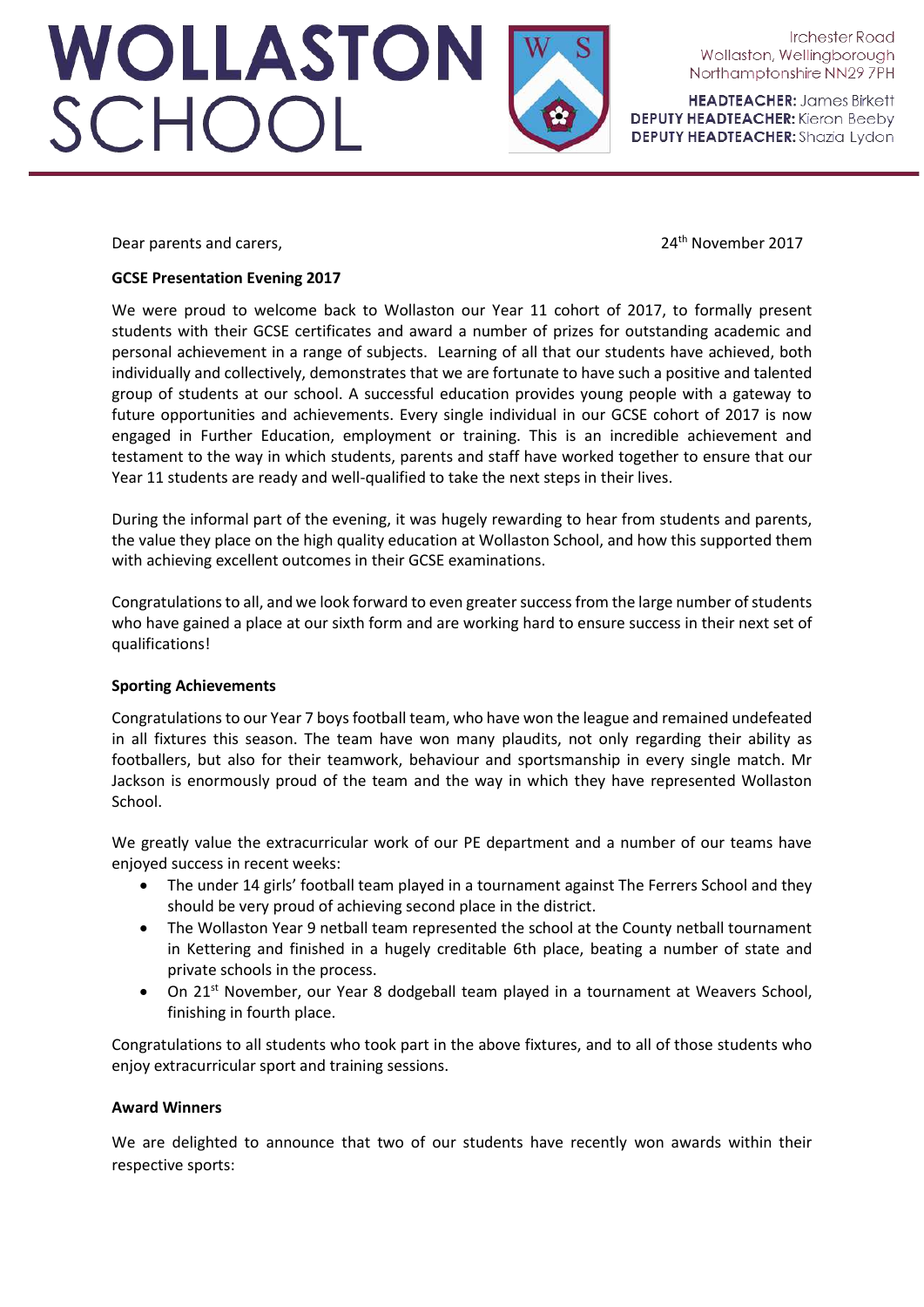# WOLLASTON SCHOOL

Irchester Road
Wollaston, Wellingborough
Northamptonshire NN29 7PH

**HEADTEACHER:** James Birkett
**DEPUTY HEADTEACHER:** Kieron Beeby
**DEPUTY HEADTEACHER:** Shazia Lydon

Dear parents and carers,

24th November 2017

**GCSE Presentation Evening 2017**

We were proud to welcome back to Wollaston our Year 11 cohort of 2017, to formally present students with their GCSE certificates and award a number of prizes for outstanding academic and personal achievement in a range of subjects. Learning of all that our students have achieved, both individually and collectively, demonstrates that we are fortunate to have such a positive and talented group of students at our school. A successful education provides young people with a gateway to future opportunities and achievements. Every single individual in our GCSE cohort of 2017 is now engaged in Further Education, employment or training. This is an incredible achievement and testament to the way in which students, parents and staff have worked together to ensure that our Year 11 students are ready and well-qualified to take the next steps in their lives.

During the informal part of the evening, it was hugely rewarding to hear from students and parents, the value they place on the high quality education at Wollaston School, and how this supported them with achieving excellent outcomes in their GCSE examinations.

Congratulations to all, and we look forward to even greater success from the large number of students who have gained a place at our sixth form and are working hard to ensure success in their next set of qualifications!

**Sporting Achievements**

Congratulations to our Year 7 boys football team, who have won the league and remained undefeated in all fixtures this season. The team have won many plaudits, not only regarding their ability as footballers, but also for their teamwork, behaviour and sportsmanship in every single match. Mr Jackson is enormously proud of the team and the way in which they have represented Wollaston School.

We greatly value the extracurricular work of our PE department and a number of our teams have enjoyed success in recent weeks:

- The under 14 girls' football team played in a tournament against The Ferrers School and they should be very proud of achieving second place in the district.
- The Wollaston Year 9 netball team represented the school at the County netball tournament in Kettering and finished in a hugely creditable 6th place, beating a number of state and private schools in the process.
- On 21st November, our Year 8 dodgeball team played in a tournament at Weavers School, finishing in fourth place.

Congratulations to all students who took part in the above fixtures, and to all of those students who enjoy extracurricular sport and training sessions.

**Award Winners**

We are delighted to announce that two of our students have recently won awards within their respective sports: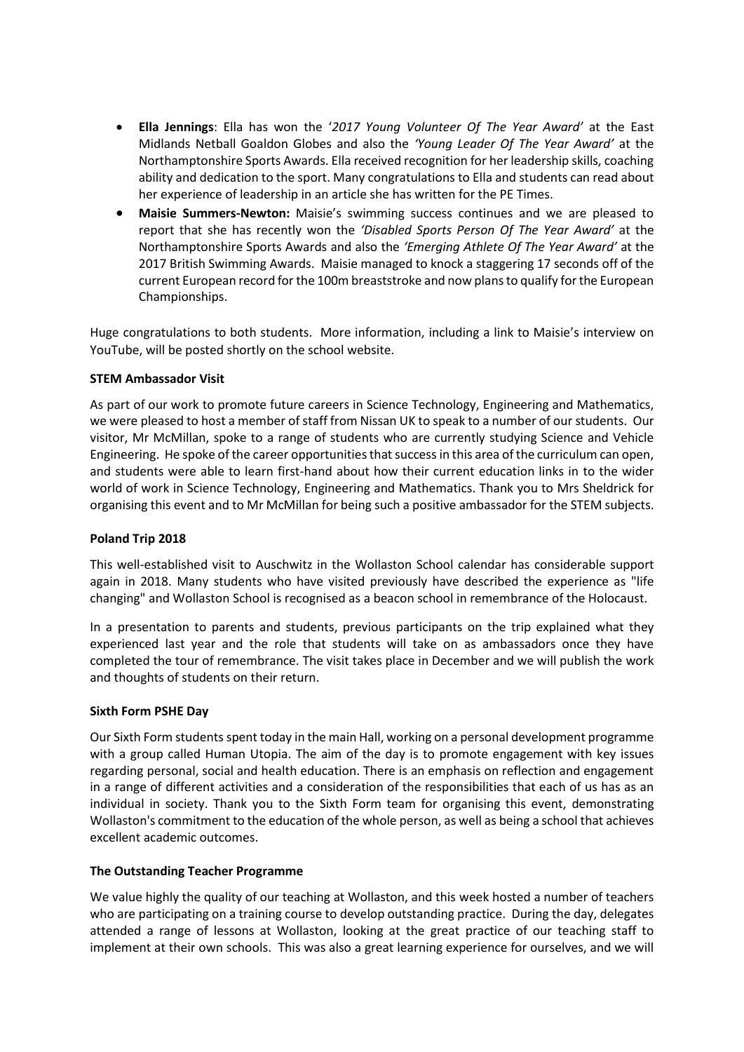- **Ella Jennings**: Ella has won the '*2017 Young Volunteer Of The Year Award'* at the East Midlands Netball Goaldon Globes and also the *'Young Leader Of The Year Award'* at the Northamptonshire Sports Awards. Ella received recognition for her leadership skills, coaching ability and dedication to the sport. Many congratulations to Ella and students can read about her experience of leadership in an article she has written for the PE Times.
- **Maisie Summers-Newton:** Maisie's swimming success continues and we are pleased to report that she has recently won the *'Disabled Sports Person Of The Year Award'* at the Northamptonshire Sports Awards and also the *'Emerging Athlete Of The Year Award'* at the 2017 British Swimming Awards. Maisie managed to knock a staggering 17 seconds off of the current European record for the 100m breaststroke and now plans to qualify for the European Championships.

Huge congratulations to both students. More information, including a link to Maisie's interview on YouTube, will be posted shortly on the school website.

**STEM Ambassador Visit**

As part of our work to promote future careers in Science Technology, Engineering and Mathematics, we were pleased to host a member of staff from Nissan UK to speak to a number of our students. Our visitor, Mr McMillan, spoke to a range of students who are currently studying Science and Vehicle Engineering. He spoke of the career opportunities that success in this area of the curriculum can open, and students were able to learn first-hand about how their current education links in to the wider world of work in Science Technology, Engineering and Mathematics. Thank you to Mrs Sheldrick for organising this event and to Mr McMillan for being such a positive ambassador for the STEM subjects.

**Poland Trip 2018**

This well-established visit to Auschwitz in the Wollaston School calendar has considerable support again in 2018. Many students who have visited previously have described the experience as "life changing" and Wollaston School is recognised as a beacon school in remembrance of the Holocaust.

In a presentation to parents and students, previous participants on the trip explained what they experienced last year and the role that students will take on as ambassadors once they have completed the tour of remembrance. The visit takes place in December and we will publish the work and thoughts of students on their return.

**Sixth Form PSHE Day**

Our Sixth Form students spent today in the main Hall, working on a personal development programme with a group called Human Utopia. The aim of the day is to promote engagement with key issues regarding personal, social and health education. There is an emphasis on reflection and engagement in a range of different activities and a consideration of the responsibilities that each of us has as an individual in society. Thank you to the Sixth Form team for organising this event, demonstrating Wollaston's commitment to the education of the whole person, as well as being a school that achieves excellent academic outcomes.

**The Outstanding Teacher Programme**

We value highly the quality of our teaching at Wollaston, and this week hosted a number of teachers who are participating on a training course to develop outstanding practice. During the day, delegates attended a range of lessons at Wollaston, looking at the great practice of our teaching staff to implement at their own schools. This was also a great learning experience for ourselves, and we will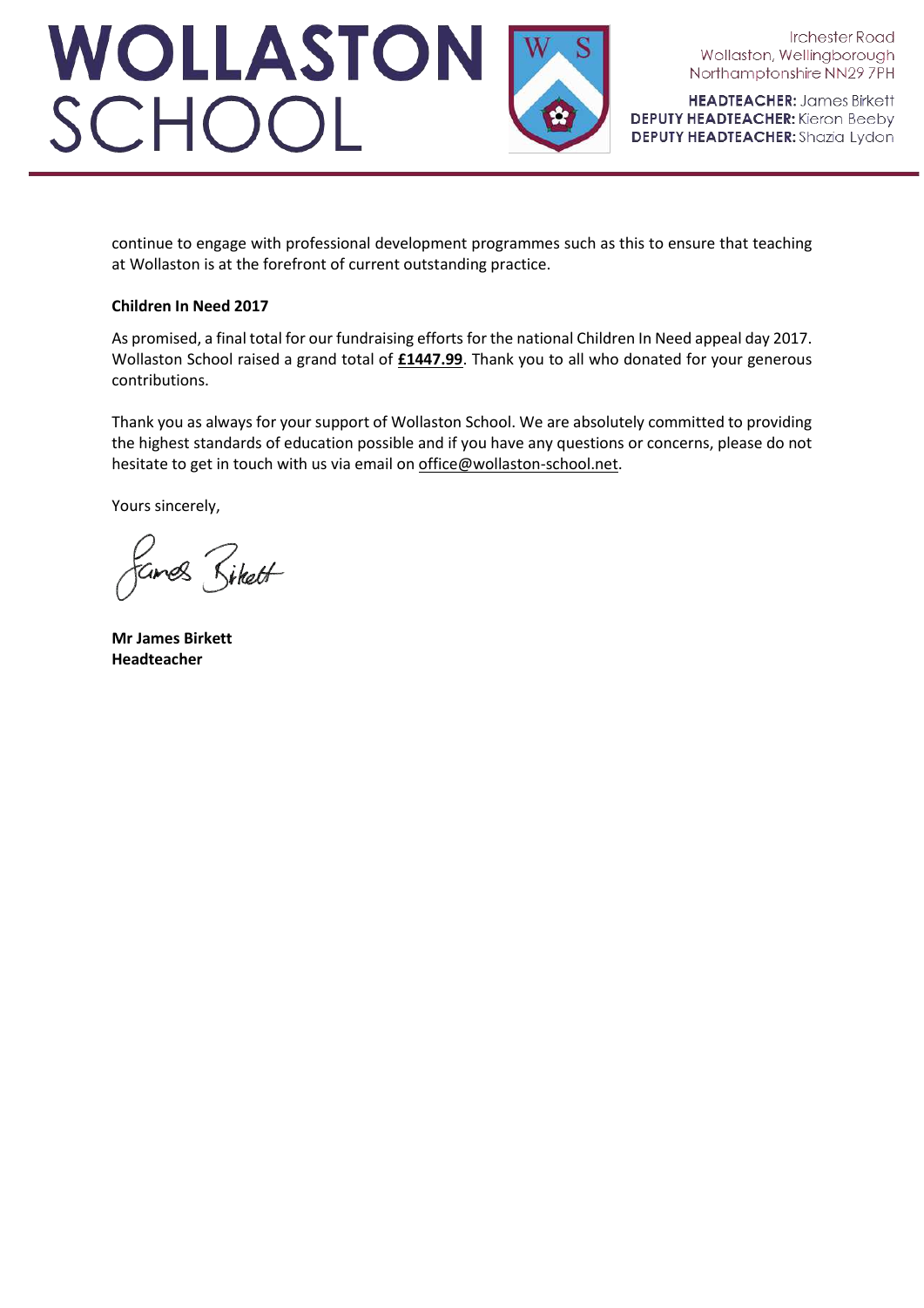continue to engage with professional development programmes such as this to ensure that teaching at Wollaston is at the forefront of current outstanding practice.

**Children In Need 2017**

As promised, a final total for our fundraising efforts for the national Children In Need appeal day 2017. Wollaston School raised a grand total of **£1447.99**. Thank you to all who donated for your generous contributions.

Thank you as always for your support of Wollaston School. We are absolutely committed to providing the highest standards of education possible and if you have any questions or concerns, please do not hesitate to get in touch with us via email on office@wollaston-school.net.

Yours sincerely,

**Mr James Birkett**
**Headteacher**